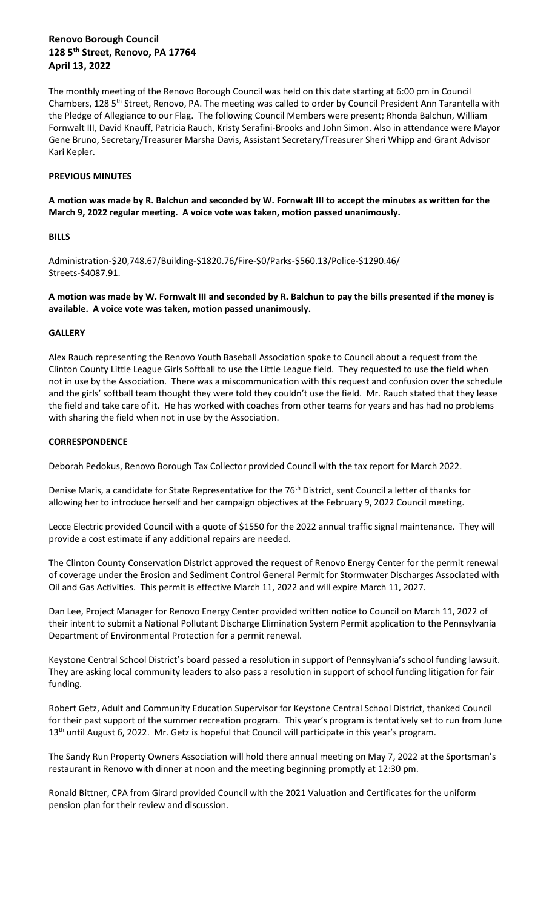**Renovo Borough Council**
**128 5th Street, Renovo, PA 17764**
**April 13, 2022**

The monthly meeting of the Renovo Borough Council was held on this date starting at 6:00 pm in Council Chambers, 128 5th Street, Renovo, PA. The meeting was called to order by Council President Ann Tarantella with the Pledge of Allegiance to our Flag. The following Council Members were present; Rhonda Balchun, William Fornwalt III, David Knauff, Patricia Rauch, Kristy Serafini-Brooks and John Simon. Also in attendance were Mayor Gene Bruno, Secretary/Treasurer Marsha Davis, Assistant Secretary/Treasurer Sheri Whipp and Grant Advisor Kari Kepler.

**PREVIOUS MINUTES**

**A motion was made by R. Balchun and seconded by W. Fornwalt III to accept the minutes as written for the March 9, 2022 regular meeting. A voice vote was taken, motion passed unanimously.**

**BILLS**

Administration-$20,748.67/Building-$1820.76/Fire-$0/Parks-$560.13/Police-$1290.46/ Streets-$4087.91.

**A motion was made by W. Fornwalt III and seconded by R. Balchun to pay the bills presented if the money is available. A voice vote was taken, motion passed unanimously.**

**GALLERY**

Alex Rauch representing the Renovo Youth Baseball Association spoke to Council about a request from the Clinton County Little League Girls Softball to use the Little League field. They requested to use the field when not in use by the Association. There was a miscommunication with this request and confusion over the schedule and the girls' softball team thought they were told they couldn't use the field. Mr. Rauch stated that they lease the field and take care of it. He has worked with coaches from other teams for years and has had no problems with sharing the field when not in use by the Association.

**CORRESPONDENCE**

Deborah Pedokus, Renovo Borough Tax Collector provided Council with the tax report for March 2022.

Denise Maris, a candidate for State Representative for the 76th District, sent Council a letter of thanks for allowing her to introduce herself and her campaign objectives at the February 9, 2022 Council meeting.

Lecce Electric provided Council with a quote of $1550 for the 2022 annual traffic signal maintenance. They will provide a cost estimate if any additional repairs are needed.

The Clinton County Conservation District approved the request of Renovo Energy Center for the permit renewal of coverage under the Erosion and Sediment Control General Permit for Stormwater Discharges Associated with Oil and Gas Activities. This permit is effective March 11, 2022 and will expire March 11, 2027.

Dan Lee, Project Manager for Renovo Energy Center provided written notice to Council on March 11, 2022 of their intent to submit a National Pollutant Discharge Elimination System Permit application to the Pennsylvania Department of Environmental Protection for a permit renewal.

Keystone Central School District's board passed a resolution in support of Pennsylvania's school funding lawsuit. They are asking local community leaders to also pass a resolution in support of school funding litigation for fair funding.

Robert Getz, Adult and Community Education Supervisor for Keystone Central School District, thanked Council for their past support of the summer recreation program. This year's program is tentatively set to run from June 13th until August 6, 2022. Mr. Getz is hopeful that Council will participate in this year's program.

The Sandy Run Property Owners Association will hold there annual meeting on May 7, 2022 at the Sportsman's restaurant in Renovo with dinner at noon and the meeting beginning promptly at 12:30 pm.

Ronald Bittner, CPA from Girard provided Council with the 2021 Valuation and Certificates for the uniform pension plan for their review and discussion.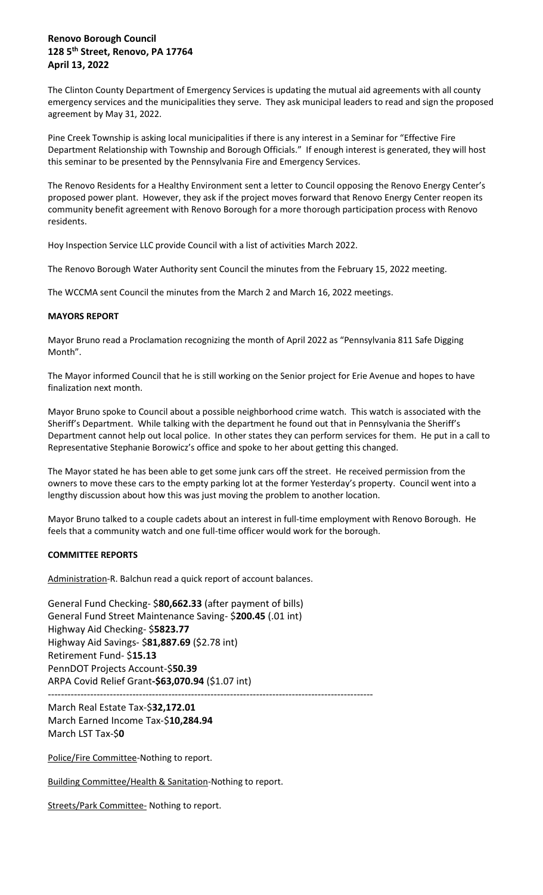**Renovo Borough Council**
**128 5th Street, Renovo, PA 17764**
**April 13, 2022**

The Clinton County Department of Emergency Services is updating the mutual aid agreements with all county emergency services and the municipalities they serve. They ask municipal leaders to read and sign the proposed agreement by May 31, 2022.

Pine Creek Township is asking local municipalities if there is any interest in a Seminar for "Effective Fire Department Relationship with Township and Borough Officials." If enough interest is generated, they will host this seminar to be presented by the Pennsylvania Fire and Emergency Services.

The Renovo Residents for a Healthy Environment sent a letter to Council opposing the Renovo Energy Center's proposed power plant. However, they ask if the project moves forward that Renovo Energy Center reopen its community benefit agreement with Renovo Borough for a more thorough participation process with Renovo residents.

Hoy Inspection Service LLC provide Council with a list of activities March 2022.

The Renovo Borough Water Authority sent Council the minutes from the February 15, 2022 meeting.

The WCCMA sent Council the minutes from the March 2 and March 16, 2022 meetings.

**MAYORS REPORT**

Mayor Bruno read a Proclamation recognizing the month of April 2022 as "Pennsylvania 811 Safe Digging Month".

The Mayor informed Council that he is still working on the Senior project for Erie Avenue and hopes to have finalization next month.

Mayor Bruno spoke to Council about a possible neighborhood crime watch. This watch is associated with the Sheriff's Department. While talking with the department he found out that in Pennsylvania the Sheriff's Department cannot help out local police. In other states they can perform services for them. He put in a call to Representative Stephanie Borowicz's office and spoke to her about getting this changed.

The Mayor stated he has been able to get some junk cars off the street. He received permission from the owners to move these cars to the empty parking lot at the former Yesterday's property. Council went into a lengthy discussion about how this was just moving the problem to another location.

Mayor Bruno talked to a couple cadets about an interest in full-time employment with Renovo Borough. He feels that a community watch and one full-time officer would work for the borough.

**COMMITTEE REPORTS**

Administration-R. Balchun read a quick report of account balances.

General Fund Checking- $**80,662.33** (after payment of bills)
General Fund Street Maintenance Saving- $**200.45** (.01 int)
Highway Aid Checking- $**5823.77**
Highway Aid Savings- $**81,887.69** ($2.78 int)
Retirement Fund- $**15.13**
PennDOT Projects Account-$**50.39**
ARPA Covid Relief Grant-**$63,070.94** ($1.07 int)

---

March Real Estate Tax-$**32,172.01**
March Earned Income Tax-$**10,284.94**
March LST Tax-$**0**

Police/Fire Committee-Nothing to report.

Building Committee/Health & Sanitation-Nothing to report.

Streets/Park Committee- Nothing to report.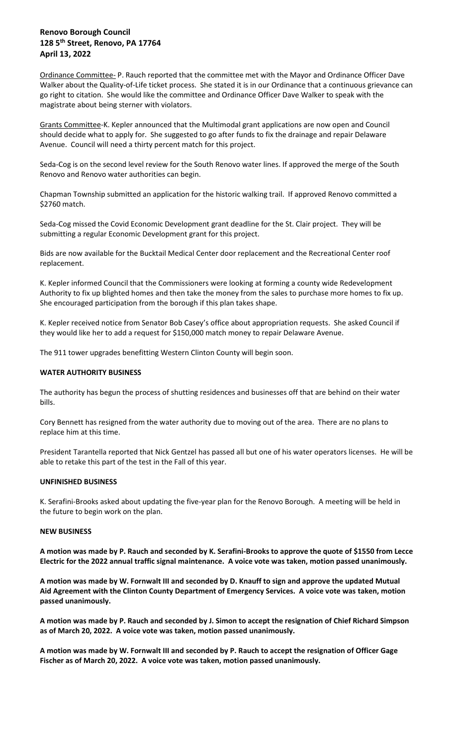**Renovo Borough Council**
**128 5th Street, Renovo, PA 17764**
**April 13, 2022**

Ordinance Committee- P. Rauch reported that the committee met with the Mayor and Ordinance Officer Dave Walker about the Quality-of-Life ticket process. She stated it is in our Ordinance that a continuous grievance can go right to citation. She would like the committee and Ordinance Officer Dave Walker to speak with the magistrate about being sterner with violators.

Grants Committee-K. Kepler announced that the Multimodal grant applications are now open and Council should decide what to apply for. She suggested to go after funds to fix the drainage and repair Delaware Avenue. Council will need a thirty percent match for this project.

Seda-Cog is on the second level review for the South Renovo water lines. If approved the merge of the South Renovo and Renovo water authorities can begin.

Chapman Township submitted an application for the historic walking trail. If approved Renovo committed a $2760 match.

Seda-Cog missed the Covid Economic Development grant deadline for the St. Clair project. They will be submitting a regular Economic Development grant for this project.

Bids are now available for the Bucktail Medical Center door replacement and the Recreational Center roof replacement.

K. Kepler informed Council that the Commissioners were looking at forming a county wide Redevelopment Authority to fix up blighted homes and then take the money from the sales to purchase more homes to fix up. She encouraged participation from the borough if this plan takes shape.

K. Kepler received notice from Senator Bob Casey's office about appropriation requests. She asked Council if they would like her to add a request for $150,000 match money to repair Delaware Avenue.

The 911 tower upgrades benefitting Western Clinton County will begin soon.

**WATER AUTHORITY BUSINESS**

The authority has begun the process of shutting residences and businesses off that are behind on their water bills.

Cory Bennett has resigned from the water authority due to moving out of the area. There are no plans to replace him at this time.

President Tarantella reported that Nick Gentzel has passed all but one of his water operators licenses. He will be able to retake this part of the test in the Fall of this year.

**UNFINISHED BUSINESS**

K. Serafini-Brooks asked about updating the five-year plan for the Renovo Borough. A meeting will be held in the future to begin work on the plan.

**NEW BUSINESS**

**A motion was made by P. Rauch and seconded by K. Serafini-Brooks to approve the quote of $1550 from Lecce Electric for the 2022 annual traffic signal maintenance. A voice vote was taken, motion passed unanimously.**

**A motion was made by W. Fornwalt III and seconded by D. Knauff to sign and approve the updated Mutual Aid Agreement with the Clinton County Department of Emergency Services. A voice vote was taken, motion passed unanimously.**

**A motion was made by P. Rauch and seconded by J. Simon to accept the resignation of Chief Richard Simpson as of March 20, 2022. A voice vote was taken, motion passed unanimously.**

**A motion was made by W. Fornwalt III and seconded by P. Rauch to accept the resignation of Officer Gage Fischer as of March 20, 2022. A voice vote was taken, motion passed unanimously.**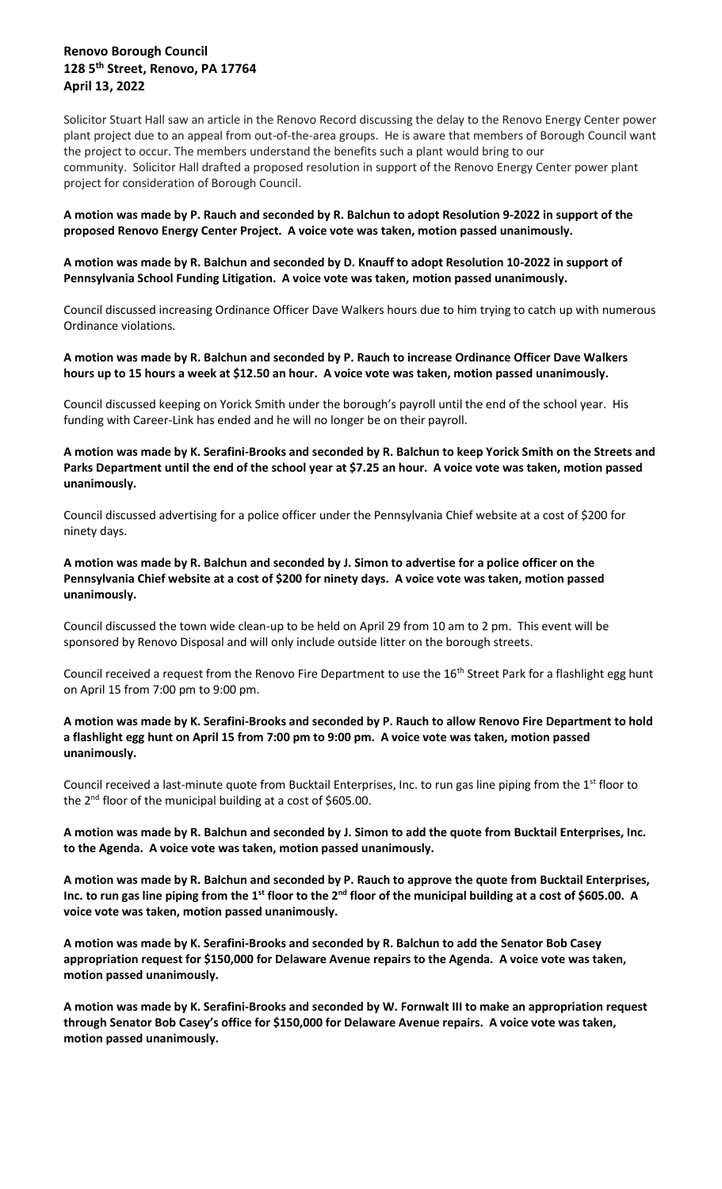**Renovo Borough Council**
**128 5th Street, Renovo, PA 17764**
**April 13, 2022**

Solicitor Stuart Hall saw an article in the Renovo Record discussing the delay to the Renovo Energy Center power plant project due to an appeal from out-of-the-area groups. He is aware that members of Borough Council want the project to occur. The members understand the benefits such a plant would bring to our community. Solicitor Hall drafted a proposed resolution in support of the Renovo Energy Center power plant project for consideration of Borough Council.

**A motion was made by P. Rauch and seconded by R. Balchun to adopt Resolution 9-2022 in support of the proposed Renovo Energy Center Project. A voice vote was taken, motion passed unanimously.**

**A motion was made by R. Balchun and seconded by D. Knauff to adopt Resolution 10-2022 in support of Pennsylvania School Funding Litigation. A voice vote was taken, motion passed unanimously.**

Council discussed increasing Ordinance Officer Dave Walkers hours due to him trying to catch up with numerous Ordinance violations.

**A motion was made by R. Balchun and seconded by P. Rauch to increase Ordinance Officer Dave Walkers hours up to 15 hours a week at $12.50 an hour. A voice vote was taken, motion passed unanimously.**

Council discussed keeping on Yorick Smith under the borough's payroll until the end of the school year. His funding with Career-Link has ended and he will no longer be on their payroll.

**A motion was made by K. Serafini-Brooks and seconded by R. Balchun to keep Yorick Smith on the Streets and Parks Department until the end of the school year at $7.25 an hour. A voice vote was taken, motion passed unanimously.**

Council discussed advertising for a police officer under the Pennsylvania Chief website at a cost of $200 for ninety days.

**A motion was made by R. Balchun and seconded by J. Simon to advertise for a police officer on the Pennsylvania Chief website at a cost of $200 for ninety days. A voice vote was taken, motion passed unanimously.**

Council discussed the town wide clean-up to be held on April 29 from 10 am to 2 pm. This event will be sponsored by Renovo Disposal and will only include outside litter on the borough streets.

Council received a request from the Renovo Fire Department to use the 16th Street Park for a flashlight egg hunt on April 15 from 7:00 pm to 9:00 pm.

**A motion was made by K. Serafini-Brooks and seconded by P. Rauch to allow Renovo Fire Department to hold a flashlight egg hunt on April 15 from 7:00 pm to 9:00 pm. A voice vote was taken, motion passed unanimously.**

Council received a last-minute quote from Bucktail Enterprises, Inc. to run gas line piping from the 1st floor to the 2nd floor of the municipal building at a cost of $605.00.

**A motion was made by R. Balchun and seconded by J. Simon to add the quote from Bucktail Enterprises, Inc. to the Agenda. A voice vote was taken, motion passed unanimously.**

**A motion was made by R. Balchun and seconded by P. Rauch to approve the quote from Bucktail Enterprises, Inc. to run gas line piping from the 1st floor to the 2nd floor of the municipal building at a cost of $605.00. A voice vote was taken, motion passed unanimously.**

**A motion was made by K. Serafini-Brooks and seconded by R. Balchun to add the Senator Bob Casey appropriation request for $150,000 for Delaware Avenue repairs to the Agenda. A voice vote was taken, motion passed unanimously.**

**A motion was made by K. Serafini-Brooks and seconded by W. Fornwalt III to make an appropriation request through Senator Bob Casey's office for $150,000 for Delaware Avenue repairs. A voice vote was taken, motion passed unanimously.**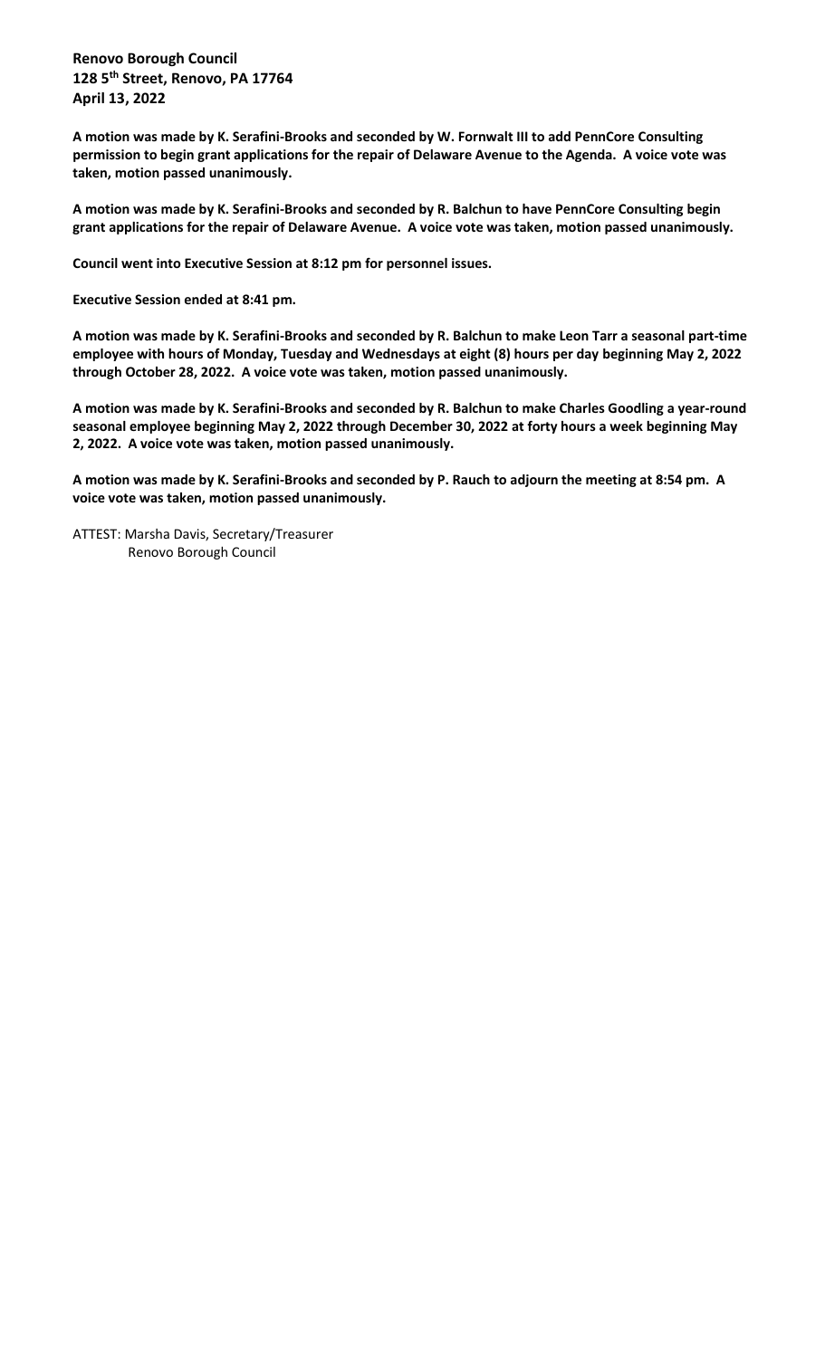**Renovo Borough Council**
**128 5th Street, Renovo, PA 17764**
**April 13, 2022**

**A motion was made by K. Serafini-Brooks and seconded by W. Fornwalt III to add PennCore Consulting permission to begin grant applications for the repair of Delaware Avenue to the Agenda. A voice vote was taken, motion passed unanimously.**

**A motion was made by K. Serafini-Brooks and seconded by R. Balchun to have PennCore Consulting begin grant applications for the repair of Delaware Avenue. A voice vote was taken, motion passed unanimously.**

**Council went into Executive Session at 8:12 pm for personnel issues.**

**Executive Session ended at 8:41 pm.**

**A motion was made by K. Serafini-Brooks and seconded by R. Balchun to make Leon Tarr a seasonal part-time employee with hours of Monday, Tuesday and Wednesdays at eight (8) hours per day beginning May 2, 2022 through October 28, 2022. A voice vote was taken, motion passed unanimously.**

**A motion was made by K. Serafini-Brooks and seconded by R. Balchun to make Charles Goodling a year-round seasonal employee beginning May 2, 2022 through December 30, 2022 at forty hours a week beginning May 2, 2022. A voice vote was taken, motion passed unanimously.**

**A motion was made by K. Serafini-Brooks and seconded by P. Rauch to adjourn the meeting at 8:54 pm. A voice vote was taken, motion passed unanimously.**

ATTEST: Marsha Davis, Secretary/Treasurer
Renovo Borough Council